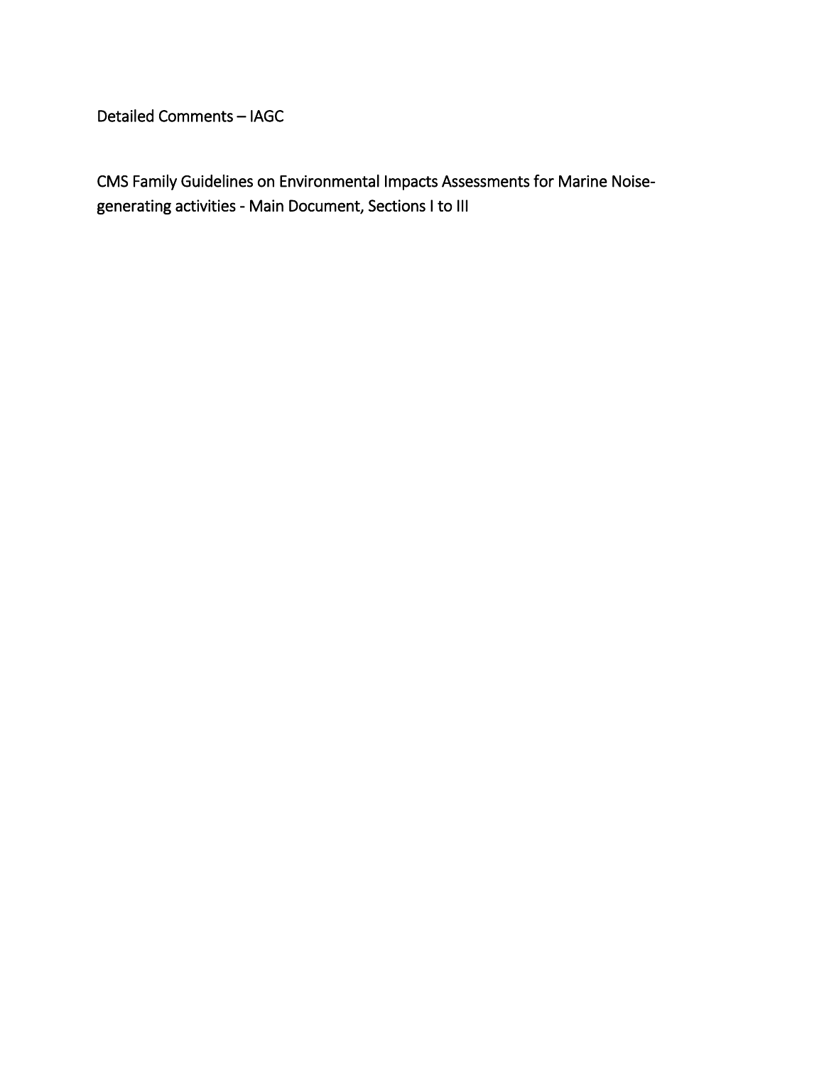Detailed Comments – IAGC

CMS Family Guidelines on Environmental Impacts Assessments for Marine Noise-generating activities - Main Document, Sections I to III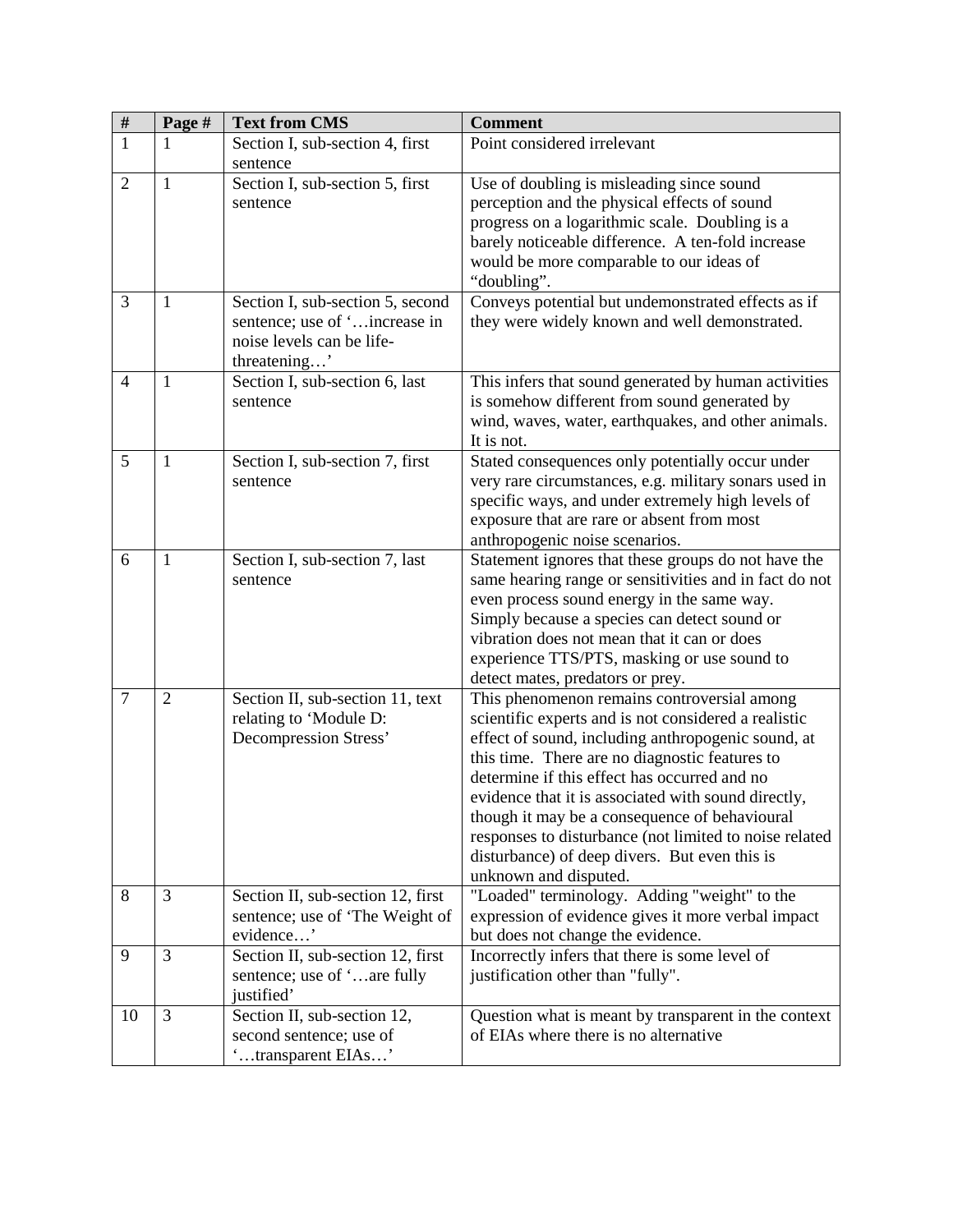| # | Page # | Text from CMS | Comment |
|---|---|---|---|
| 1 | 1 | Section I, sub-section 4, first sentence | Point considered irrelevant |
| 2 | 1 | Section I, sub-section 5, first sentence | Use of doubling is misleading since sound perception and the physical effects of sound progress on a logarithmic scale. Doubling is a barely noticeable difference. A ten-fold increase would be more comparable to our ideas of "doubling". |
| 3 | 1 | Section I, sub-section 5, second sentence; use of '…increase in noise levels can be life-threatening…' | Conveys potential but undemonstrated effects as if they were widely known and well demonstrated. |
| 4 | 1 | Section I, sub-section 6, last sentence | This infers that sound generated by human activities is somehow different from sound generated by wind, waves, water, earthquakes, and other animals. It is not. |
| 5 | 1 | Section I, sub-section 7, first sentence | Stated consequences only potentially occur under very rare circumstances, e.g. military sonars used in specific ways, and under extremely high levels of exposure that are rare or absent from most anthropogenic noise scenarios. |
| 6 | 1 | Section I, sub-section 7, last sentence | Statement ignores that these groups do not have the same hearing range or sensitivities and in fact do not even process sound energy in the same way. Simply because a species can detect sound or vibration does not mean that it can or does experience TTS/PTS, masking or use sound to detect mates, predators or prey. |
| 7 | 2 | Section II, sub-section 11, text relating to 'Module D: Decompression Stress' | This phenomenon remains controversial among scientific experts and is not considered a realistic effect of sound, including anthropogenic sound, at this time. There are no diagnostic features to determine if this effect has occurred and no evidence that it is associated with sound directly, though it may be a consequence of behavioural responses to disturbance (not limited to noise related disturbance) of deep divers. But even this is unknown and disputed. |
| 8 | 3 | Section II, sub-section 12, first sentence; use of 'The Weight of evidence…' | "Loaded" terminology. Adding "weight" to the expression of evidence gives it more verbal impact but does not change the evidence. |
| 9 | 3 | Section II, sub-section 12, first sentence; use of '…are fully justified' | Incorrectly infers that there is some level of justification other than "fully". |
| 10 | 3 | Section II, sub-section 12, second sentence; use of '…transparent EIAs…' | Question what is meant by transparent in the context of EIAs where there is no alternative |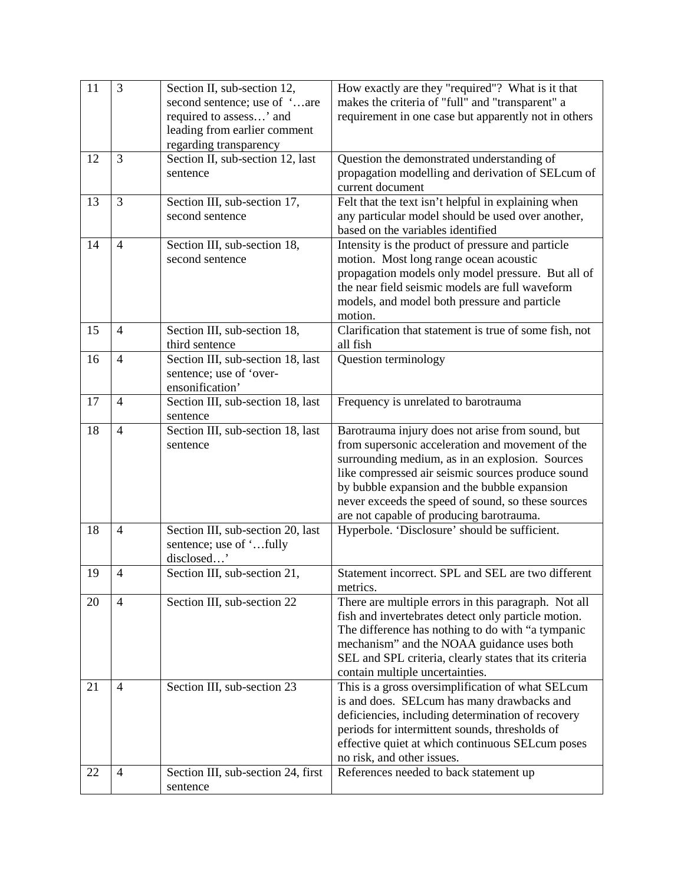| 11 | 3 | Section II, sub-section 12, second sentence; use of '…are required to assess…' and leading from earlier comment regarding transparency | How exactly are they "required"? What is it that makes the criteria of "full" and "transparent" a requirement in one case but apparently not in others |
|---|---|---|---|
| 12 | 3 | Section II, sub-section 12, last sentence | Question the demonstrated understanding of propagation modelling and derivation of SELcum of current document |
| 13 | 3 | Section III, sub-section 17, second sentence | Felt that the text isn't helpful in explaining when any particular model should be used over another, based on the variables identified |
| 14 | 4 | Section III, sub-section 18, second sentence | Intensity is the product of pressure and particle motion. Most long range ocean acoustic propagation models only model pressure. But all of the near field seismic models are full waveform models, and model both pressure and particle motion. |
| 15 | 4 | Section III, sub-section 18, third sentence | Clarification that statement is true of some fish, not all fish |
| 16 | 4 | Section III, sub-section 18, last sentence; use of 'over-ensonification' | Question terminology |
| 17 | 4 | Section III, sub-section 18, last sentence | Frequency is unrelated to barotrauma |
| 18 | 4 | Section III, sub-section 18, last sentence | Barotrauma injury does not arise from sound, but from supersonic acceleration and movement of the surrounding medium, as in an explosion. Sources like compressed air seismic sources produce sound by bubble expansion and the bubble expansion never exceeds the speed of sound, so these sources are not capable of producing barotrauma. |
| 18 | 4 | Section III, sub-section 20, last sentence; use of '…fully disclosed…' | Hyperbole. 'Disclosure' should be sufficient. |
| 19 | 4 | Section III, sub-section 21, | Statement incorrect. SPL and SEL are two different metrics. |
| 20 | 4 | Section III, sub-section 22 | There are multiple errors in this paragraph. Not all fish and invertebrates detect only particle motion. The difference has nothing to do with "a tympanic mechanism" and the NOAA guidance uses both SEL and SPL criteria, clearly states that its criteria contain multiple uncertainties. |
| 21 | 4 | Section III, sub-section 23 | This is a gross oversimplification of what SELcum is and does. SELcum has many drawbacks and deficiencies, including determination of recovery periods for intermittent sounds, thresholds of effective quiet at which continuous SELcum poses no risk, and other issues. |
| 22 | 4 | Section III, sub-section 24, first sentence | References needed to back statement up |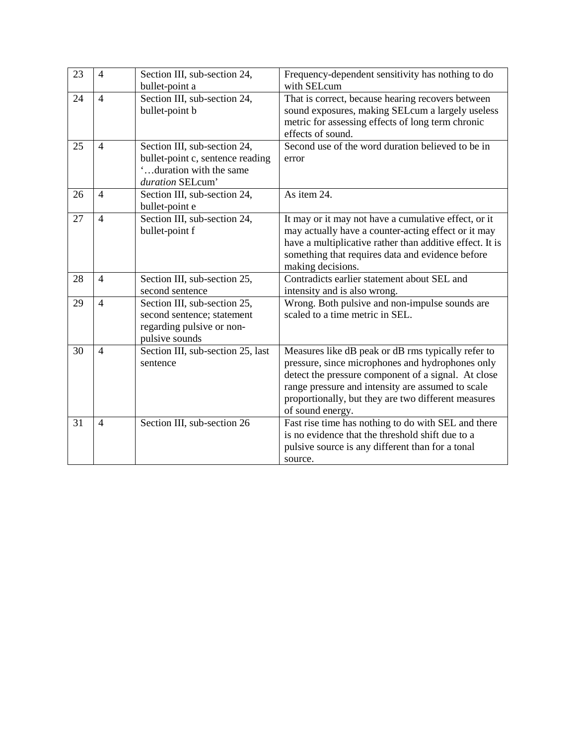| 23 | 4 | Section III, sub-section 24, bullet-point a | Frequency-dependent sensitivity has nothing to do with SELcum |
|---|---|---|---|
| 24 | 4 | Section III, sub-section 24, bullet-point b | That is correct, because hearing recovers between sound exposures, making SELcum a largely useless metric for assessing effects of long term chronic effects of sound. |
| 25 | 4 | Section III, sub-section 24, bullet-point c, sentence reading '…duration with the same *duration* SELcum' | Second use of the word duration believed to be in error |
| 26 | 4 | Section III, sub-section 24, bullet-point e | As item 24. |
| 27 | 4 | Section III, sub-section 24, bullet-point f | It may or it may not have a cumulative effect, or it may actually have a counter-acting effect or it may have a multiplicative rather than additive effect. It is something that requires data and evidence before making decisions. |
| 28 | 4 | Section III, sub-section 25, second sentence | Contradicts earlier statement about SEL and intensity and is also wrong. |
| 29 | 4 | Section III, sub-section 25, second sentence; statement regarding pulsive or non-pulsive sounds | Wrong. Both pulsive and non-impulse sounds are scaled to a time metric in SEL. |
| 30 | 4 | Section III, sub-section 25, last sentence | Measures like dB peak or dB rms typically refer to pressure, since microphones and hydrophones only detect the pressure component of a signal. At close range pressure and intensity are assumed to scale proportionally, but they are two different measures of sound energy. |
| 31 | 4 | Section III, sub-section 26 | Fast rise time has nothing to do with SEL and there is no evidence that the threshold shift due to a pulsive source is any different than for a tonal source. |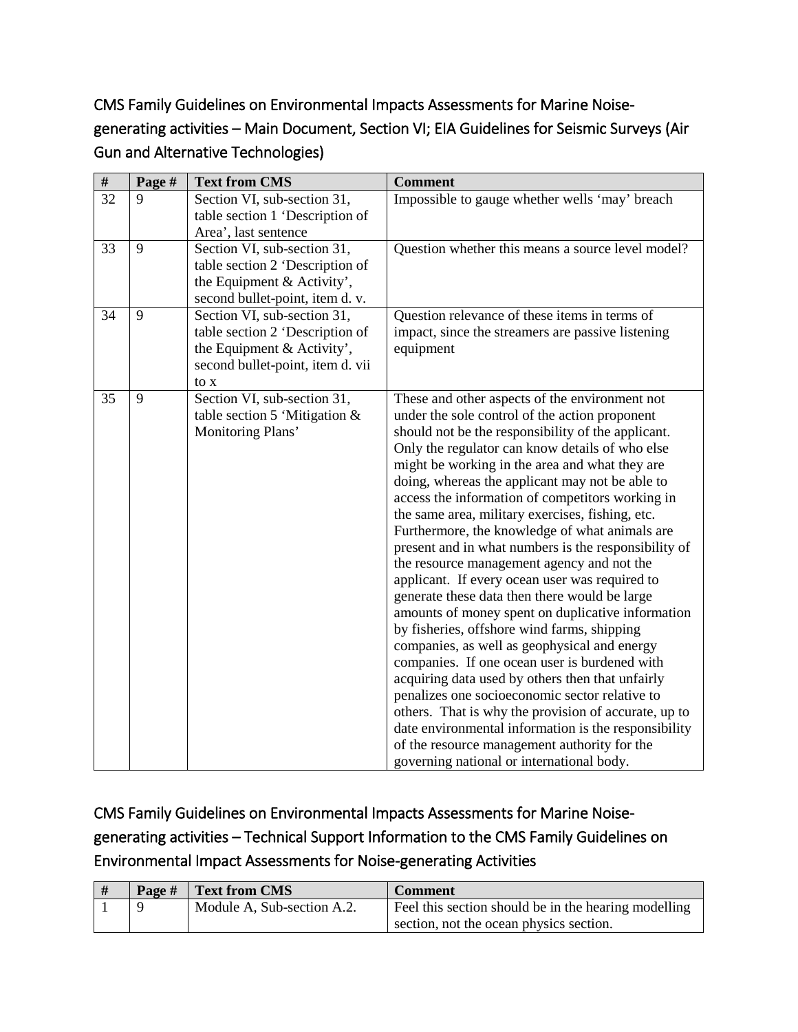## CMS Family Guidelines on Environmental Impacts Assessments for Marine Noise-generating activities – Main Document, Section VI; EIA Guidelines for Seismic Surveys (Air Gun and Alternative Technologies)

| # | Page # | Text from CMS | Comment |
|---|---|---|---|
| 32 | 9 | Section VI, sub-section 31, table section 1 'Description of Area', last sentence | Impossible to gauge whether wells 'may' breach |
| 33 | 9 | Section VI, sub-section 31, table section 2 'Description of the Equipment & Activity', second bullet-point, item d. v. | Question whether this means a source level model? |
| 34 | 9 | Section VI, sub-section 31, table section 2 'Description of the Equipment & Activity', second bullet-point, item d. vii to x | Question relevance of these items in terms of impact, since the streamers are passive listening equipment |
| 35 | 9 | Section VI, sub-section 31, table section 5 'Mitigation & Monitoring Plans' | These and other aspects of the environment not under the sole control of the action proponent should not be the responsibility of the applicant. Only the regulator can know details of who else might be working in the area and what they are doing, whereas the applicant may not be able to access the information of competitors working in the same area, military exercises, fishing, etc. Furthermore, the knowledge of what animals are present and in what numbers is the responsibility of the resource management agency and not the applicant. If every ocean user was required to generate these data then there would be large amounts of money spent on duplicative information by fisheries, offshore wind farms, shipping companies, as well as geophysical and energy companies. If one ocean user is burdened with acquiring data used by others then that unfairly penalizes one socioeconomic sector relative to others. That is why the provision of accurate, up to date environmental information is the responsibility of the resource management authority for the governing national or international body. |

## CMS Family Guidelines on Environmental Impacts Assessments for Marine Noise-generating activities – Technical Support Information to the CMS Family Guidelines on Environmental Impact Assessments for Noise-generating Activities

| # | Page # | Text from CMS | Comment |
|---|---|---|---|
| 1 | 9 | Module A, Sub-section A.2. | Feel this section should be in the hearing modelling section, not the ocean physics section. |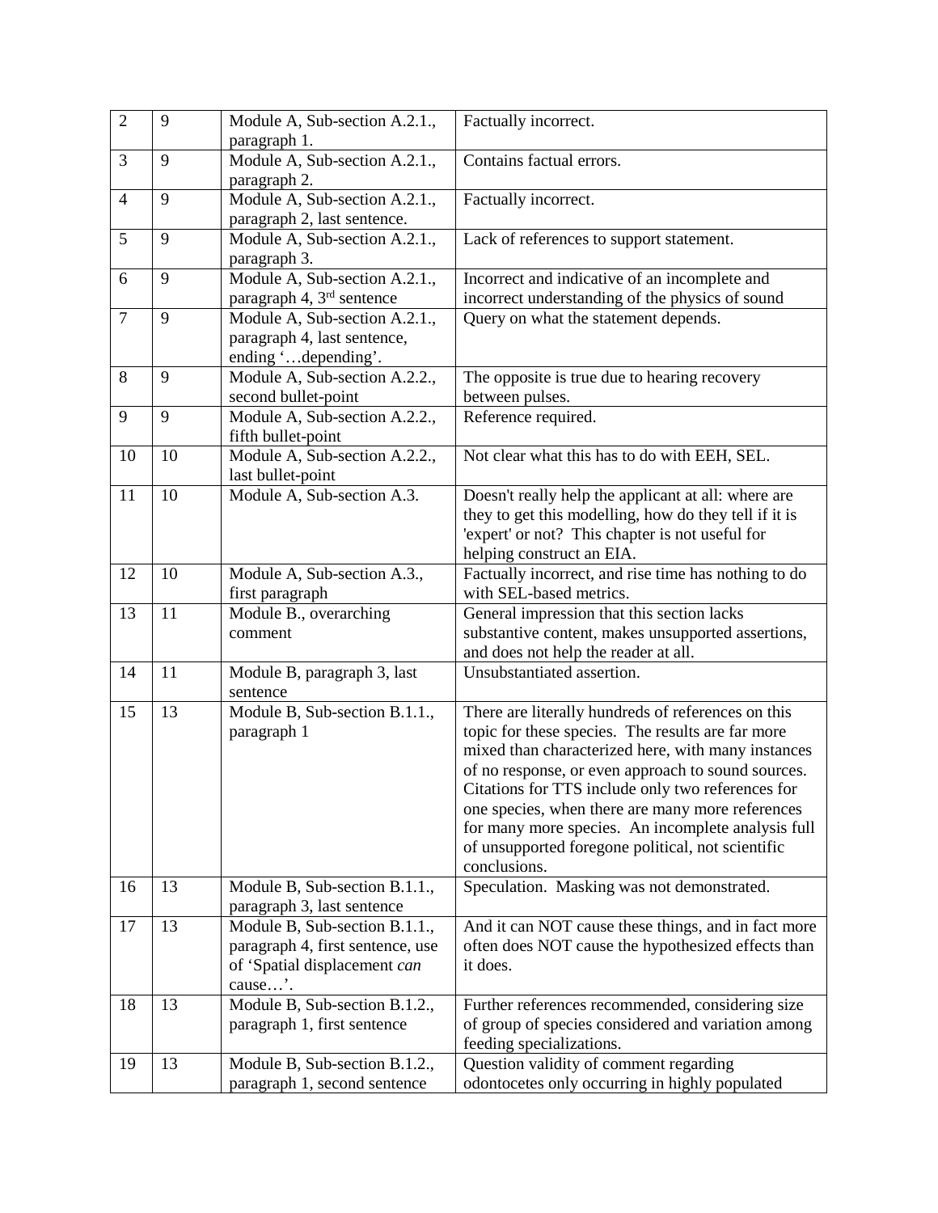| 2 | 9 | Module A, Sub-section A.2.1., paragraph 1. | Factually incorrect. |
|---|---|---|---|
| 3 | 9 | Module A, Sub-section A.2.1., paragraph 2. | Contains factual errors. |
| 4 | 9 | Module A, Sub-section A.2.1., paragraph 2, last sentence. | Factually incorrect. |
| 5 | 9 | Module A, Sub-section A.2.1., paragraph 3. | Lack of references to support statement. |
| 6 | 9 | Module A, Sub-section A.2.1., paragraph 4, 3rd sentence | Incorrect and indicative of an incomplete and incorrect understanding of the physics of sound |
| 7 | 9 | Module A, Sub-section A.2.1., paragraph 4, last sentence, ending '…depending'. | Query on what the statement depends. |
| 8 | 9 | Module A, Sub-section A.2.2., second bullet-point | The opposite is true due to hearing recovery between pulses. |
| 9 | 9 | Module A, Sub-section A.2.2., fifth bullet-point | Reference required. |
| 10 | 10 | Module A, Sub-section A.2.2., last bullet-point | Not clear what this has to do with EEH, SEL. |
| 11 | 10 | Module A, Sub-section A.3. | Doesn't really help the applicant at all: where are they to get this modelling, how do they tell if it is 'expert' or not? This chapter is not useful for helping construct an EIA. |
| 12 | 10 | Module A, Sub-section A.3., first paragraph | Factually incorrect, and rise time has nothing to do with SEL-based metrics. |
| 13 | 11 | Module B., overarching comment | General impression that this section lacks substantive content, makes unsupported assertions, and does not help the reader at all. |
| 14 | 11 | Module B, paragraph 3, last sentence | Unsubstantiated assertion. |
| 15 | 13 | Module B, Sub-section B.1.1., paragraph 1 | There are literally hundreds of references on this topic for these species. The results are far more mixed than characterized here, with many instances of no response, or even approach to sound sources. Citations for TTS include only two references for one species, when there are many more references for many more species. An incomplete analysis full of unsupported foregone political, not scientific conclusions. |
| 16 | 13 | Module B, Sub-section B.1.1., paragraph 3, last sentence | Speculation. Masking was not demonstrated. |
| 17 | 13 | Module B, Sub-section B.1.1., paragraph 4, first sentence, use of 'Spatial displacement *can* cause…'. | And it can NOT cause these things, and in fact more often does NOT cause the hypothesized effects than it does. |
| 18 | 13 | Module B, Sub-section B.1.2., paragraph 1, first sentence | Further references recommended, considering size of group of species considered and variation among feeding specializations. |
| 19 | 13 | Module B, Sub-section B.1.2., paragraph 1, second sentence | Question validity of comment regarding odontocetes only occurring in highly populated |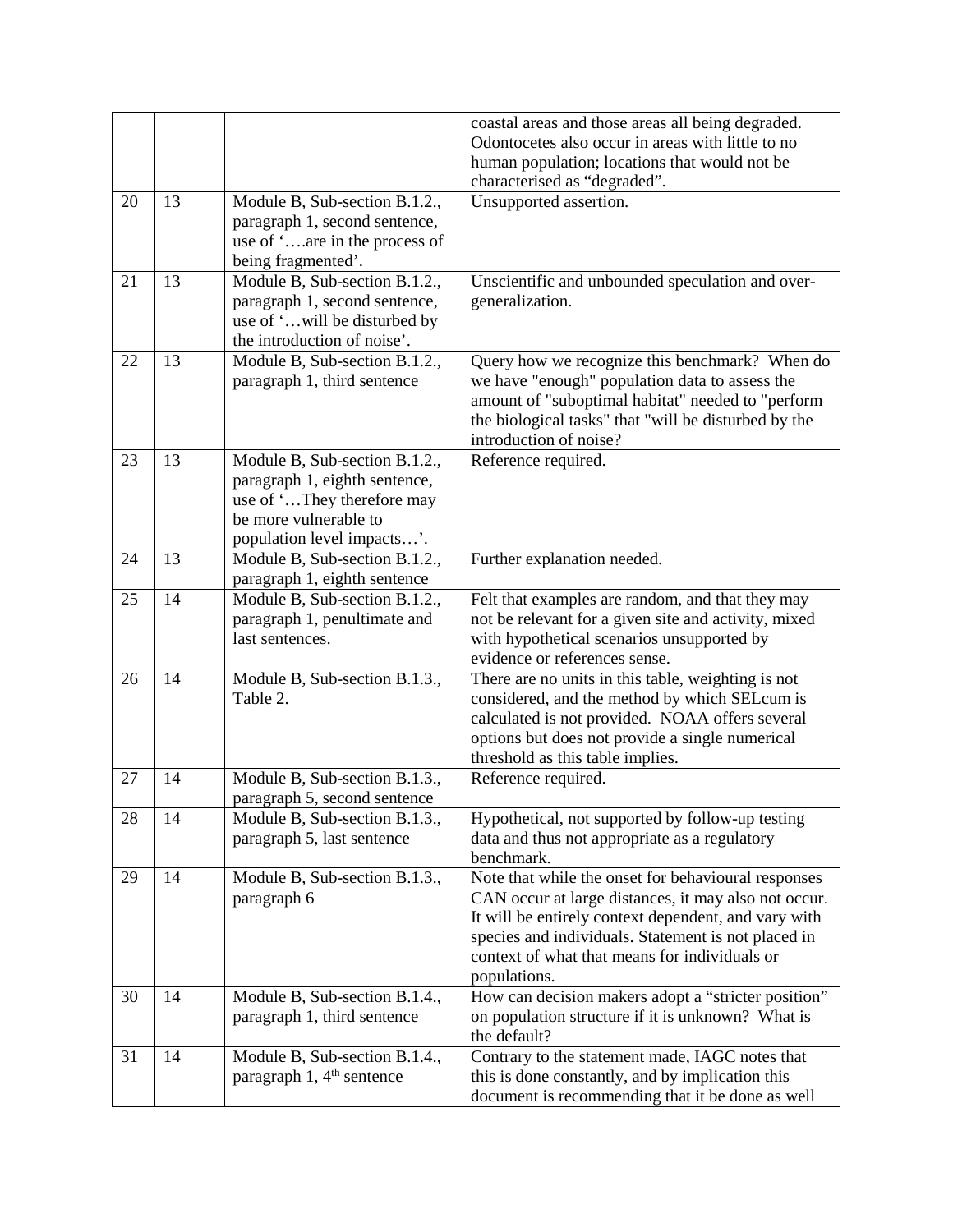| | | | |
|---|---|---|---|
| | | | coastal areas and those areas all being degraded. Odontocetes also occur in areas with little to no human population; locations that would not be characterised as "degraded". |
| 20 | 13 | Module B, Sub-section B.1.2., paragraph 1, second sentence, use of '….are in the process of being fragmented'. | Unsupported assertion. |
| 21 | 13 | Module B, Sub-section B.1.2., paragraph 1, second sentence, use of '…will be disturbed by the introduction of noise'. | Unscientific and unbounded speculation and over-generalization. |
| 22 | 13 | Module B, Sub-section B.1.2., paragraph 1, third sentence | Query how we recognize this benchmark? When do we have "enough" population data to assess the amount of "suboptimal habitat" needed to "perform the biological tasks" that "will be disturbed by the introduction of noise? |
| 23 | 13 | Module B, Sub-section B.1.2., paragraph 1, eighth sentence, use of '…They therefore may be more vulnerable to population level impacts…'. | Reference required. |
| 24 | 13 | Module B, Sub-section B.1.2., paragraph 1, eighth sentence | Further explanation needed. |
| 25 | 14 | Module B, Sub-section B.1.2., paragraph 1, penultimate and last sentences. | Felt that examples are random, and that they may not be relevant for a given site and activity, mixed with hypothetical scenarios unsupported by evidence or references sense. |
| 26 | 14 | Module B, Sub-section B.1.3., Table 2. | There are no units in this table, weighting is not considered, and the method by which SELcum is calculated is not provided. NOAA offers several options but does not provide a single numerical threshold as this table implies. |
| 27 | 14 | Module B, Sub-section B.1.3., paragraph 5, second sentence | Reference required. |
| 28 | 14 | Module B, Sub-section B.1.3., paragraph 5, last sentence | Hypothetical, not supported by follow-up testing data and thus not appropriate as a regulatory benchmark. |
| 29 | 14 | Module B, Sub-section B.1.3., paragraph 6 | Note that while the onset for behavioural responses CAN occur at large distances, it may also not occur. It will be entirely context dependent, and vary with species and individuals. Statement is not placed in context of what that means for individuals or populations. |
| 30 | 14 | Module B, Sub-section B.1.4., paragraph 1, third sentence | How can decision makers adopt a "stricter position" on population structure if it is unknown? What is the default? |
| 31 | 14 | Module B, Sub-section B.1.4., paragraph 1, 4th sentence | Contrary to the statement made, IAGC notes that this is done constantly, and by implication this document is recommending that it be done as well |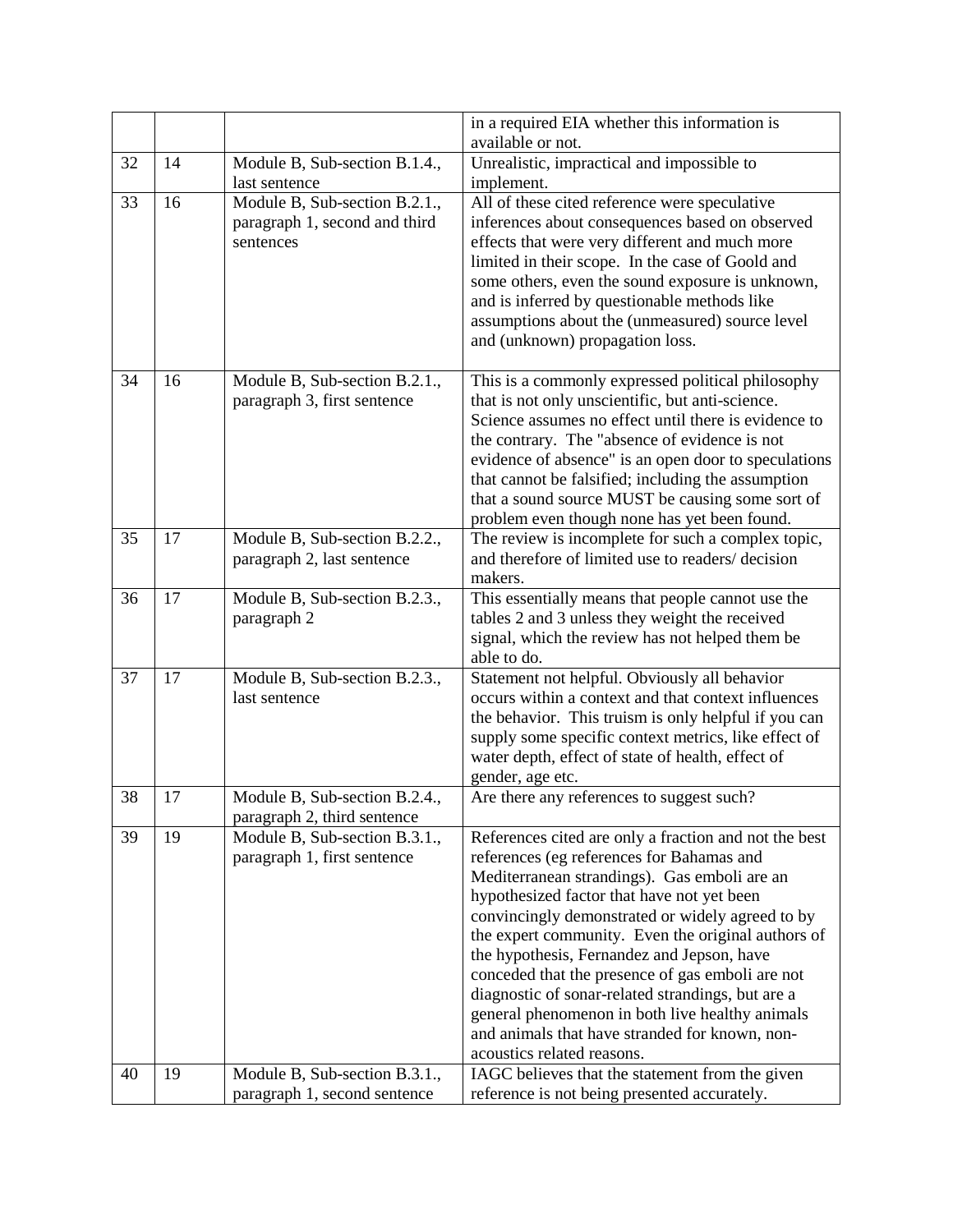| | | | |
|---|---|---|---|
| | | | in a required EIA whether this information is available or not. |
| 32 | 14 | Module B, Sub-section B.1.4., last sentence | Unrealistic, impractical and impossible to implement. |
| 33 | 16 | Module B, Sub-section B.2.1., paragraph 1, second and third sentences | All of these cited reference were speculative inferences about consequences based on observed effects that were very different and much more limited in their scope. In the case of Goold and some others, even the sound exposure is unknown, and is inferred by questionable methods like assumptions about the (unmeasured) source level and (unknown) propagation loss. |
| 34 | 16 | Module B, Sub-section B.2.1., paragraph 3, first sentence | This is a commonly expressed political philosophy that is not only unscientific, but anti-science. Science assumes no effect until there is evidence to the contrary. The "absence of evidence is not evidence of absence" is an open door to speculations that cannot be falsified; including the assumption that a sound source MUST be causing some sort of problem even though none has yet been found. |
| 35 | 17 | Module B, Sub-section B.2.2., paragraph 2, last sentence | The review is incomplete for such a complex topic, and therefore of limited use to readers/ decision makers. |
| 36 | 17 | Module B, Sub-section B.2.3., paragraph 2 | This essentially means that people cannot use the tables 2 and 3 unless they weight the received signal, which the review has not helped them be able to do. |
| 37 | 17 | Module B, Sub-section B.2.3., last sentence | Statement not helpful. Obviously all behavior occurs within a context and that context influences the behavior. This truism is only helpful if you can supply some specific context metrics, like effect of water depth, effect of state of health, effect of gender, age etc. |
| 38 | 17 | Module B, Sub-section B.2.4., paragraph 2, third sentence | Are there any references to suggest such? |
| 39 | 19 | Module B, Sub-section B.3.1., paragraph 1, first sentence | References cited are only a fraction and not the best references (eg references for Bahamas and Mediterranean strandings). Gas emboli are an hypothesized factor that have not yet been convincingly demonstrated or widely agreed to by the expert community. Even the original authors of the hypothesis, Fernandez and Jepson, have conceded that the presence of gas emboli are not diagnostic of sonar-related strandings, but are a general phenomenon in both live healthy animals and animals that have stranded for known, non-acoustics related reasons. |
| 40 | 19 | Module B, Sub-section B.3.1., paragraph 1, second sentence | IAGC believes that the statement from the given reference is not being presented accurately. |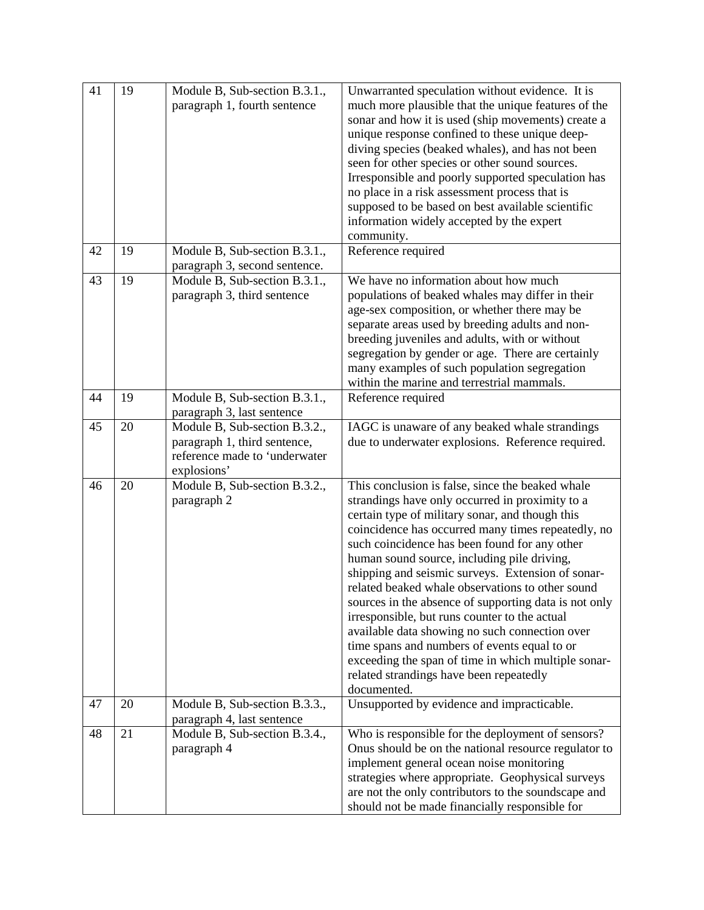| 41 | 19 | Module B, Sub-section B.3.1., paragraph 1, fourth sentence | Unwarranted speculation without evidence. It is much more plausible that the unique features of the sonar and how it is used (ship movements) create a unique response confined to these unique deep-diving species (beaked whales), and has not been seen for other species or other sound sources. Irresponsible and poorly supported speculation has no place in a risk assessment process that is supposed to be based on best available scientific information widely accepted by the expert community. |
|---|---|---|---|
| 42 | 19 | Module B, Sub-section B.3.1., paragraph 3, second sentence. | Reference required |
| 43 | 19 | Module B, Sub-section B.3.1., paragraph 3, third sentence | We have no information about how much populations of beaked whales may differ in their age-sex composition, or whether there may be separate areas used by breeding adults and non-breeding juveniles and adults, with or without segregation by gender or age. There are certainly many examples of such population segregation within the marine and terrestrial mammals. |
| 44 | 19 | Module B, Sub-section B.3.1., paragraph 3, last sentence | Reference required |
| 45 | 20 | Module B, Sub-section B.3.2., paragraph 1, third sentence, reference made to 'underwater explosions' | IAGC is unaware of any beaked whale strandings due to underwater explosions. Reference required. |
| 46 | 20 | Module B, Sub-section B.3.2., paragraph 2 | This conclusion is false, since the beaked whale strandings have only occurred in proximity to a certain type of military sonar, and though this coincidence has occurred many times repeatedly, no such coincidence has been found for any other human sound source, including pile driving, shipping and seismic surveys. Extension of sonar-related beaked whale observations to other sound sources in the absence of supporting data is not only irresponsible, but runs counter to the actual available data showing no such connection over time spans and numbers of events equal to or exceeding the span of time in which multiple sonar-related strandings have been repeatedly documented. |
| 47 | 20 | Module B, Sub-section B.3.3., paragraph 4, last sentence | Unsupported by evidence and impracticable. |
| 48 | 21 | Module B, Sub-section B.3.4., paragraph 4 | Who is responsible for the deployment of sensors? Onus should be on the national resource regulator to implement general ocean noise monitoring strategies where appropriate. Geophysical surveys are not the only contributors to the soundscape and should not be made financially responsible for |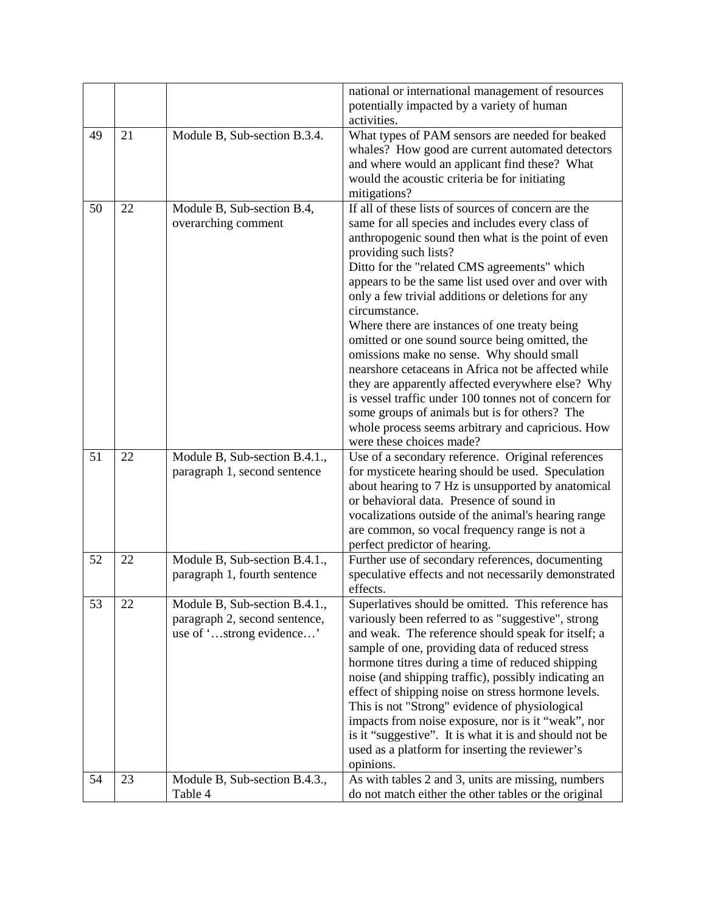| | | | |
|---|---|---|---|
| | | | national or international management of resources potentially impacted by a variety of human activities. |
| 49 | 21 | Module B, Sub-section B.3.4. | What types of PAM sensors are needed for beaked whales? How good are current automated detectors and where would an applicant find these? What would the acoustic criteria be for initiating mitigations? |
| 50 | 22 | Module B, Sub-section B.4, overarching comment | If all of these lists of sources of concern are the same for all species and includes every class of anthropogenic sound then what is the point of even providing such lists?<br>Ditto for the "related CMS agreements" which appears to be the same list used over and over with only a few trivial additions or deletions for any circumstance.<br>Where there are instances of one treaty being omitted or one sound source being omitted, the omissions make no sense. Why should small nearshore cetaceans in Africa not be affected while they are apparently affected everywhere else? Why is vessel traffic under 100 tonnes not of concern for some groups of animals but is for others? The whole process seems arbitrary and capricious. How were these choices made? |
| 51 | 22 | Module B, Sub-section B.4.1., paragraph 1, second sentence | Use of a secondary reference. Original references for mysticete hearing should be used. Speculation about hearing to 7 Hz is unsupported by anatomical or behavioral data. Presence of sound in vocalizations outside of the animal's hearing range are common, so vocal frequency range is not a perfect predictor of hearing. |
| 52 | 22 | Module B, Sub-section B.4.1., paragraph 1, fourth sentence | Further use of secondary references, documenting speculative effects and not necessarily demonstrated effects. |
| 53 | 22 | Module B, Sub-section B.4.1., paragraph 2, second sentence, use of '…strong evidence…' | Superlatives should be omitted. This reference has variously been referred to as "suggestive", strong and weak. The reference should speak for itself; a sample of one, providing data of reduced stress hormone titres during a time of reduced shipping noise (and shipping traffic), possibly indicating an effect of shipping noise on stress hormone levels. This is not "Strong" evidence of physiological impacts from noise exposure, nor is it "weak", nor is it "suggestive". It is what it is and should not be used as a platform for inserting the reviewer's opinions. |
| 54 | 23 | Module B, Sub-section B.4.3., Table 4 | As with tables 2 and 3, units are missing, numbers do not match either the other tables or the original |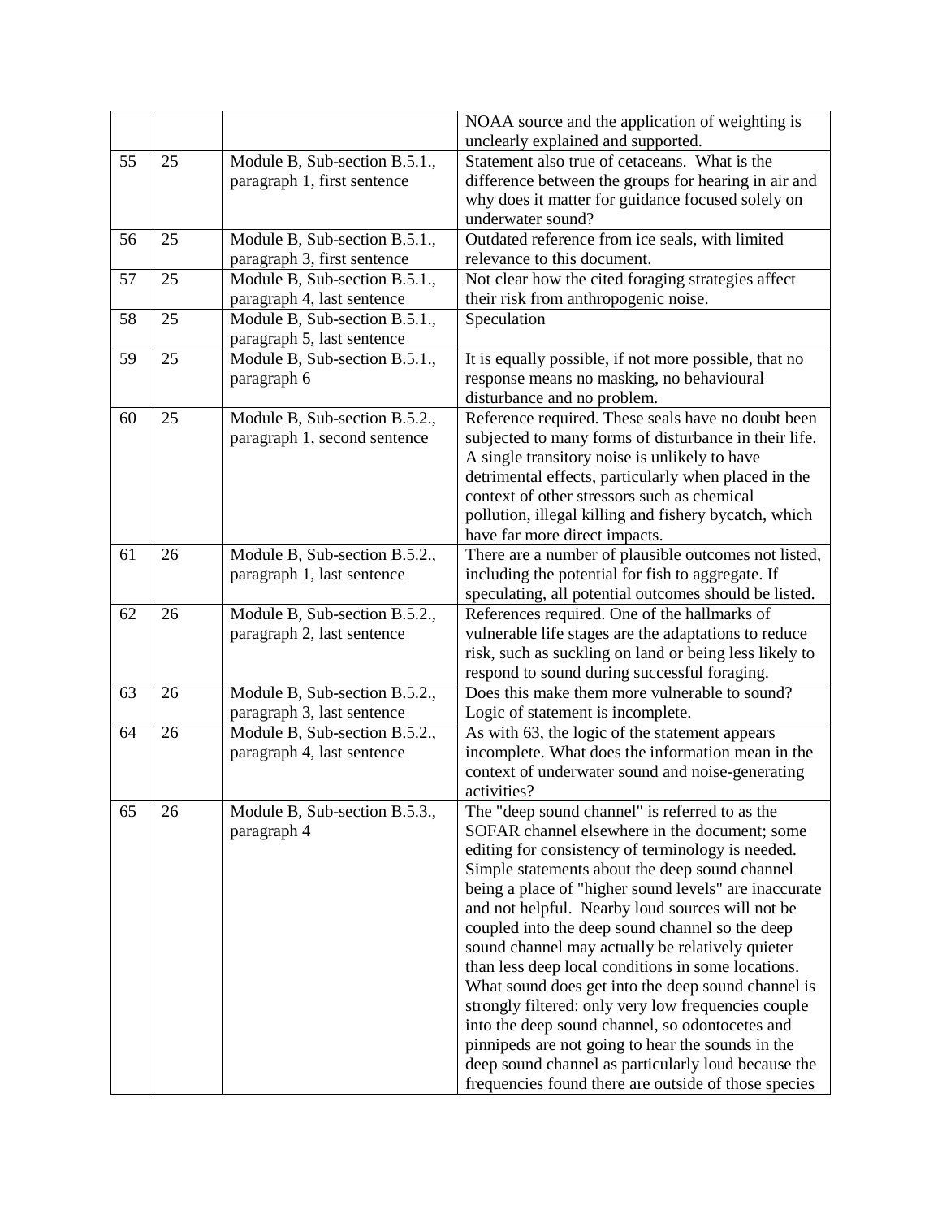| | | | |
|---|---|---|---|
| | | | NOAA source and the application of weighting is unclearly explained and supported. |
| 55 | 25 | Module B, Sub-section B.5.1., paragraph 1, first sentence | Statement also true of cetaceans. What is the difference between the groups for hearing in air and why does it matter for guidance focused solely on underwater sound? |
| 56 | 25 | Module B, Sub-section B.5.1., paragraph 3, first sentence | Outdated reference from ice seals, with limited relevance to this document. |
| 57 | 25 | Module B, Sub-section B.5.1., paragraph 4, last sentence | Not clear how the cited foraging strategies affect their risk from anthropogenic noise. |
| 58 | 25 | Module B, Sub-section B.5.1., paragraph 5, last sentence | Speculation |
| 59 | 25 | Module B, Sub-section B.5.1., paragraph 6 | It is equally possible, if not more possible, that no response means no masking, no behavioural disturbance and no problem. |
| 60 | 25 | Module B, Sub-section B.5.2., paragraph 1, second sentence | Reference required. These seals have no doubt been subjected to many forms of disturbance in their life. A single transitory noise is unlikely to have detrimental effects, particularly when placed in the context of other stressors such as chemical pollution, illegal killing and fishery bycatch, which have far more direct impacts. |
| 61 | 26 | Module B, Sub-section B.5.2., paragraph 1, last sentence | There are a number of plausible outcomes not listed, including the potential for fish to aggregate. If speculating, all potential outcomes should be listed. |
| 62 | 26 | Module B, Sub-section B.5.2., paragraph 2, last sentence | References required. One of the hallmarks of vulnerable life stages are the adaptations to reduce risk, such as suckling on land or being less likely to respond to sound during successful foraging. |
| 63 | 26 | Module B, Sub-section B.5.2., paragraph 3, last sentence | Does this make them more vulnerable to sound? Logic of statement is incomplete. |
| 64 | 26 | Module B, Sub-section B.5.2., paragraph 4, last sentence | As with 63, the logic of the statement appears incomplete. What does the information mean in the context of underwater sound and noise-generating activities? |
| 65 | 26 | Module B, Sub-section B.5.3., paragraph 4 | The "deep sound channel" is referred to as the SOFAR channel elsewhere in the document; some editing for consistency of terminology is needed. Simple statements about the deep sound channel being a place of "higher sound levels" are inaccurate and not helpful. Nearby loud sources will not be coupled into the deep sound channel so the deep sound channel may actually be relatively quieter than less deep local conditions in some locations. What sound does get into the deep sound channel is strongly filtered: only very low frequencies couple into the deep sound channel, so odontocetes and pinnipeds are not going to hear the sounds in the deep sound channel as particularly loud because the frequencies found there are outside of those species |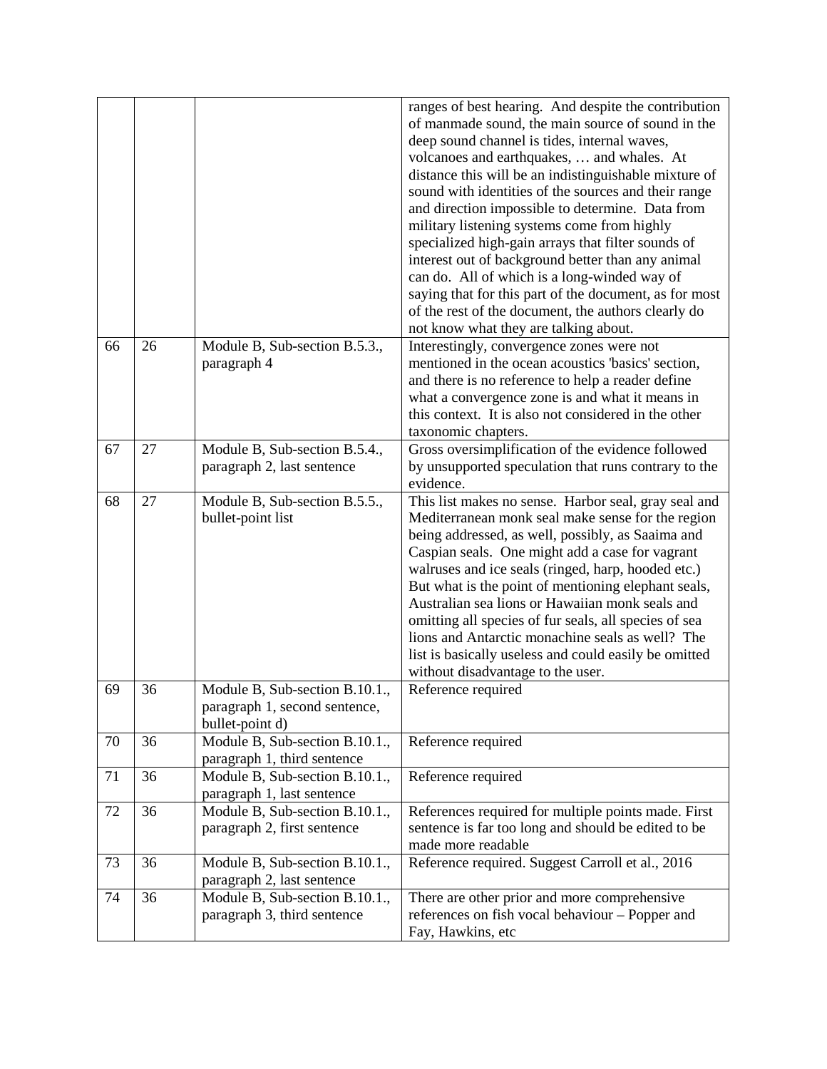| | | | |
|---|---|---|---|
| | | | ranges of best hearing. And despite the contribution of manmade sound, the main source of sound in the deep sound channel is tides, internal waves, volcanoes and earthquakes, … and whales. At distance this will be an indistinguishable mixture of sound with identities of the sources and their range and direction impossible to determine. Data from military listening systems come from highly specialized high-gain arrays that filter sounds of interest out of background better than any animal can do. All of which is a long-winded way of saying that for this part of the document, as for most of the rest of the document, the authors clearly do not know what they are talking about. |
| 66 | 26 | Module B, Sub-section B.5.3., paragraph 4 | Interestingly, convergence zones were not mentioned in the ocean acoustics 'basics' section, and there is no reference to help a reader define what a convergence zone is and what it means in this context. It is also not considered in the other taxonomic chapters. |
| 67 | 27 | Module B, Sub-section B.5.4., paragraph 2, last sentence | Gross oversimplification of the evidence followed by unsupported speculation that runs contrary to the evidence. |
| 68 | 27 | Module B, Sub-section B.5.5., bullet-point list | This list makes no sense. Harbor seal, gray seal and Mediterranean monk seal make sense for the region being addressed, as well, possibly, as Saaima and Caspian seals. One might add a case for vagrant walruses and ice seals (ringed, harp, hooded etc.) But what is the point of mentioning elephant seals, Australian sea lions or Hawaiian monk seals and omitting all species of fur seals, all species of sea lions and Antarctic monachine seals as well? The list is basically useless and could easily be omitted without disadvantage to the user. |
| 69 | 36 | Module B, Sub-section B.10.1., paragraph 1, second sentence, bullet-point d) | Reference required |
| 70 | 36 | Module B, Sub-section B.10.1., paragraph 1, third sentence | Reference required |
| 71 | 36 | Module B, Sub-section B.10.1., paragraph 1, last sentence | Reference required |
| 72 | 36 | Module B, Sub-section B.10.1., paragraph 2, first sentence | References required for multiple points made. First sentence is far too long and should be edited to be made more readable |
| 73 | 36 | Module B, Sub-section B.10.1., paragraph 2, last sentence | Reference required. Suggest Carroll et al., 2016 |
| 74 | 36 | Module B, Sub-section B.10.1., paragraph 3, third sentence | There are other prior and more comprehensive references on fish vocal behaviour – Popper and Fay, Hawkins, etc |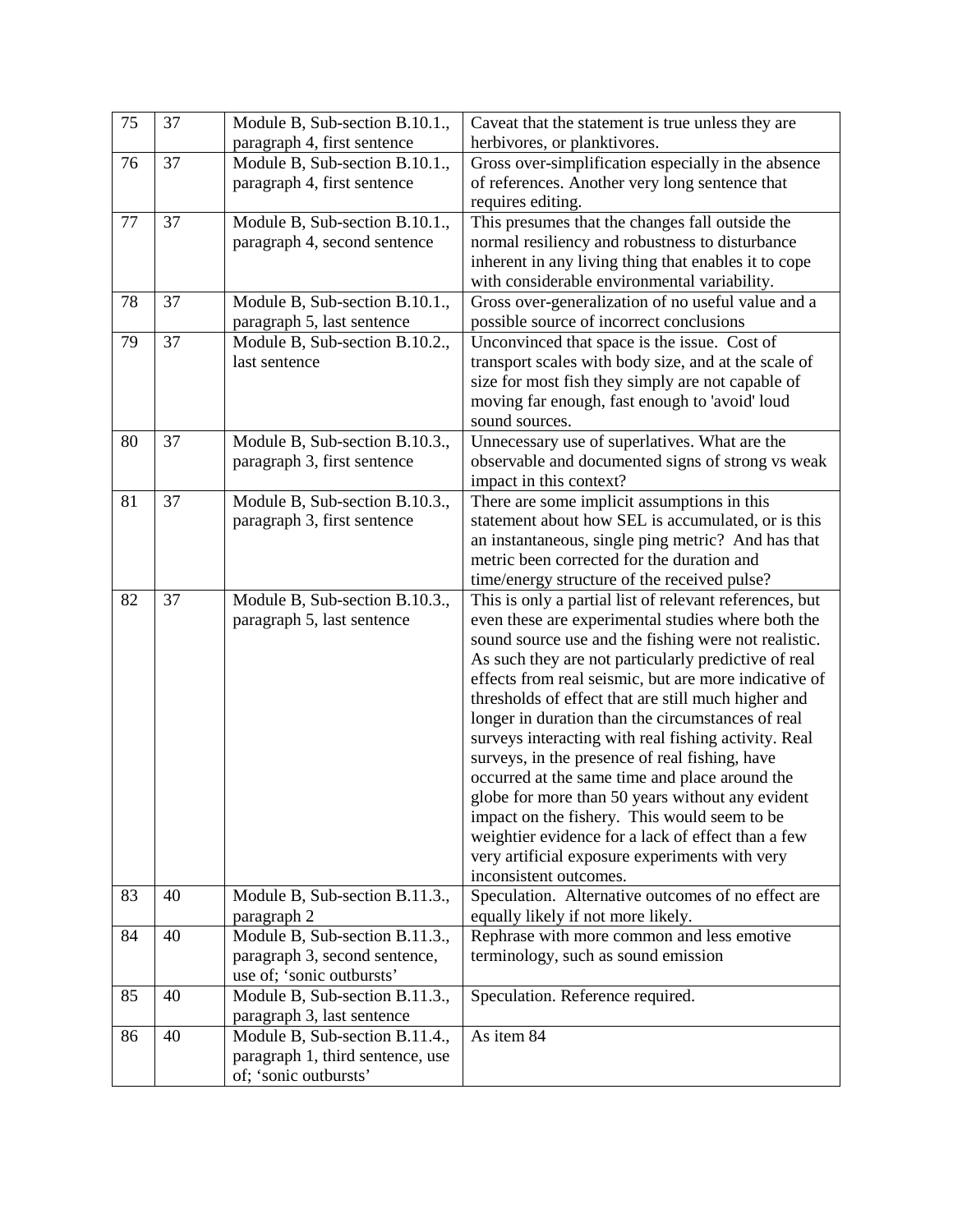| 75 | 37 | Module B, Sub-section B.10.1., paragraph 4, first sentence | Caveat that the statement is true unless they are herbivores, or planktivores. |
|---|---|---|---|
| 76 | 37 | Module B, Sub-section B.10.1., paragraph 4, first sentence | Gross over-simplification especially in the absence of references. Another very long sentence that requires editing. |
| 77 | 37 | Module B, Sub-section B.10.1., paragraph 4, second sentence | This presumes that the changes fall outside the normal resiliency and robustness to disturbance inherent in any living thing that enables it to cope with considerable environmental variability. |
| 78 | 37 | Module B, Sub-section B.10.1., paragraph 5, last sentence | Gross over-generalization of no useful value and a possible source of incorrect conclusions |
| 79 | 37 | Module B, Sub-section B.10.2., last sentence | Unconvinced that space is the issue. Cost of transport scales with body size, and at the scale of size for most fish they simply are not capable of moving far enough, fast enough to 'avoid' loud sound sources. |
| 80 | 37 | Module B, Sub-section B.10.3., paragraph 3, first sentence | Unnecessary use of superlatives. What are the observable and documented signs of strong vs weak impact in this context? |
| 81 | 37 | Module B, Sub-section B.10.3., paragraph 3, first sentence | There are some implicit assumptions in this statement about how SEL is accumulated, or is this an instantaneous, single ping metric? And has that metric been corrected for the duration and time/energy structure of the received pulse? |
| 82 | 37 | Module B, Sub-section B.10.3., paragraph 5, last sentence | This is only a partial list of relevant references, but even these are experimental studies where both the sound source use and the fishing were not realistic. As such they are not particularly predictive of real effects from real seismic, but are more indicative of thresholds of effect that are still much higher and longer in duration than the circumstances of real surveys interacting with real fishing activity. Real surveys, in the presence of real fishing, have occurred at the same time and place around the globe for more than 50 years without any evident impact on the fishery. This would seem to be weightier evidence for a lack of effect than a few very artificial exposure experiments with very inconsistent outcomes. |
| 83 | 40 | Module B, Sub-section B.11.3., paragraph 2 | Speculation. Alternative outcomes of no effect are equally likely if not more likely. |
| 84 | 40 | Module B, Sub-section B.11.3., paragraph 3, second sentence, use of; 'sonic outbursts' | Rephrase with more common and less emotive terminology, such as sound emission |
| 85 | 40 | Module B, Sub-section B.11.3., paragraph 3, last sentence | Speculation. Reference required. |
| 86 | 40 | Module B, Sub-section B.11.4., paragraph 1, third sentence, use of; 'sonic outbursts' | As item 84 |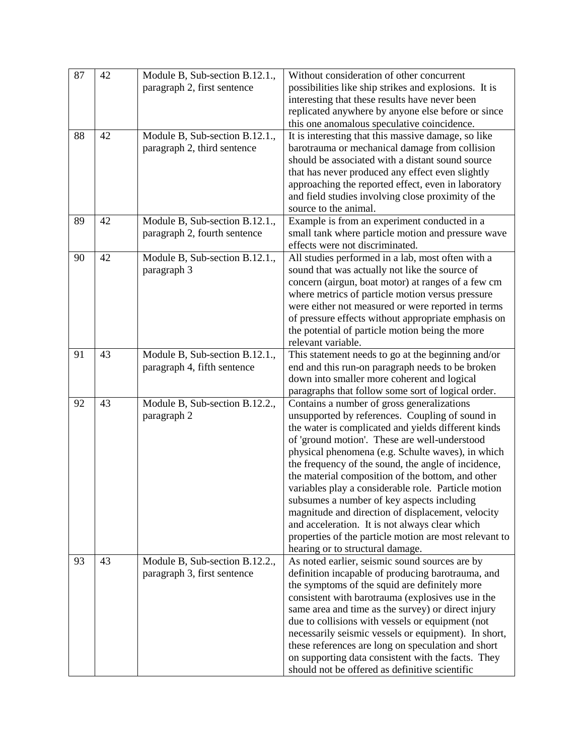| 87 | 42 | Module B, Sub-section B.12.1., paragraph 2, first sentence | Without consideration of other concurrent possibilities like ship strikes and explosions. It is interesting that these results have never been replicated anywhere by anyone else before or since this one anomalous speculative coincidence. |
|---|---|---|---|
| 88 | 42 | Module B, Sub-section B.12.1., paragraph 2, third sentence | It is interesting that this massive damage, so like barotrauma or mechanical damage from collision should be associated with a distant sound source that has never produced any effect even slightly approaching the reported effect, even in laboratory and field studies involving close proximity of the source to the animal. |
| 89 | 42 | Module B, Sub-section B.12.1., paragraph 2, fourth sentence | Example is from an experiment conducted in a small tank where particle motion and pressure wave effects were not discriminated. |
| 90 | 42 | Module B, Sub-section B.12.1., paragraph 3 | All studies performed in a lab, most often with a sound that was actually not like the source of concern (airgun, boat motor) at ranges of a few cm where metrics of particle motion versus pressure were either not measured or were reported in terms of pressure effects without appropriate emphasis on the potential of particle motion being the more relevant variable. |
| 91 | 43 | Module B, Sub-section B.12.1., paragraph 4, fifth sentence | This statement needs to go at the beginning and/or end and this run-on paragraph needs to be broken down into smaller more coherent and logical paragraphs that follow some sort of logical order. |
| 92 | 43 | Module B, Sub-section B.12.2., paragraph 2 | Contains a number of gross generalizations unsupported by references. Coupling of sound in the water is complicated and yields different kinds of 'ground motion'. These are well-understood physical phenomena (e.g. Schulte waves), in which the frequency of the sound, the angle of incidence, the material composition of the bottom, and other variables play a considerable role. Particle motion subsumes a number of key aspects including magnitude and direction of displacement, velocity and acceleration. It is not always clear which properties of the particle motion are most relevant to hearing or to structural damage. |
| 93 | 43 | Module B, Sub-section B.12.2., paragraph 3, first sentence | As noted earlier, seismic sound sources are by definition incapable of producing barotrauma, and the symptoms of the squid are definitely more consistent with barotrauma (explosives use in the same area and time as the survey) or direct injury due to collisions with vessels or equipment (not necessarily seismic vessels or equipment). In short, these references are long on speculation and short on supporting data consistent with the facts. They should not be offered as definitive scientific |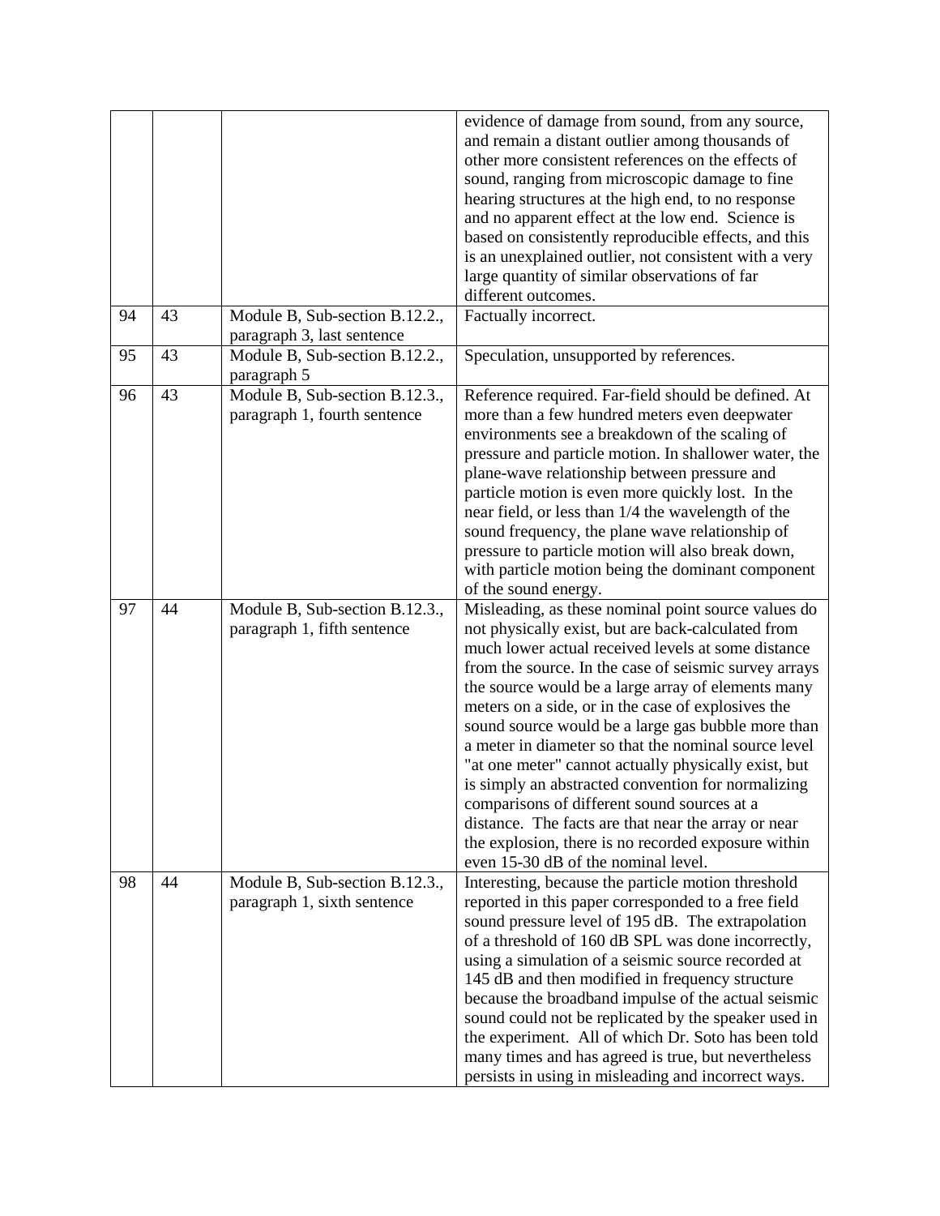| | | | |
|---|---|---|---|
| | | | evidence of damage from sound, from any source, and remain a distant outlier among thousands of other more consistent references on the effects of sound, ranging from microscopic damage to fine hearing structures at the high end, to no response and no apparent effect at the low end. Science is based on consistently reproducible effects, and this is an unexplained outlier, not consistent with a very large quantity of similar observations of far different outcomes. |
| 94 | 43 | Module B, Sub-section B.12.2., paragraph 3, last sentence | Factually incorrect. |
| 95 | 43 | Module B, Sub-section B.12.2., paragraph 5 | Speculation, unsupported by references. |
| 96 | 43 | Module B, Sub-section B.12.3., paragraph 1, fourth sentence | Reference required. Far-field should be defined. At more than a few hundred meters even deepwater environments see a breakdown of the scaling of pressure and particle motion. In shallower water, the plane-wave relationship between pressure and particle motion is even more quickly lost. In the near field, or less than 1/4 the wavelength of the sound frequency, the plane wave relationship of pressure to particle motion will also break down, with particle motion being the dominant component of the sound energy. |
| 97 | 44 | Module B, Sub-section B.12.3., paragraph 1, fifth sentence | Misleading, as these nominal point source values do not physically exist, but are back-calculated from much lower actual received levels at some distance from the source. In the case of seismic survey arrays the source would be a large array of elements many meters on a side, or in the case of explosives the sound source would be a large gas bubble more than a meter in diameter so that the nominal source level "at one meter" cannot actually physically exist, but is simply an abstracted convention for normalizing comparisons of different sound sources at a distance. The facts are that near the array or near the explosion, there is no recorded exposure within even 15-30 dB of the nominal level. |
| 98 | 44 | Module B, Sub-section B.12.3., paragraph 1, sixth sentence | Interesting, because the particle motion threshold reported in this paper corresponded to a free field sound pressure level of 195 dB. The extrapolation of a threshold of 160 dB SPL was done incorrectly, using a simulation of a seismic source recorded at 145 dB and then modified in frequency structure because the broadband impulse of the actual seismic sound could not be replicated by the speaker used in the experiment. All of which Dr. Soto has been told many times and has agreed is true, but nevertheless persists in using in misleading and incorrect ways. |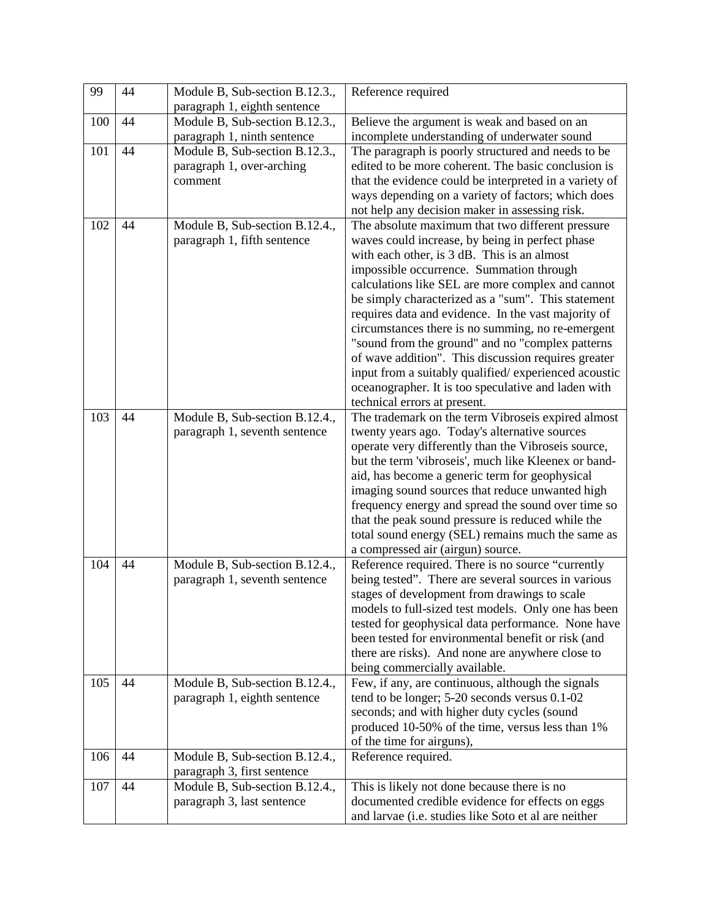| 99 | 44 | Module B, Sub-section B.12.3., paragraph 1, eighth sentence | Reference required |
|---|---|---|---|
| 100 | 44 | Module B, Sub-section B.12.3., paragraph 1, ninth sentence | Believe the argument is weak and based on an incomplete understanding of underwater sound |
| 101 | 44 | Module B, Sub-section B.12.3., paragraph 1, over-arching comment | The paragraph is poorly structured and needs to be edited to be more coherent. The basic conclusion is that the evidence could be interpreted in a variety of ways depending on a variety of factors; which does not help any decision maker in assessing risk. |
| 102 | 44 | Module B, Sub-section B.12.4., paragraph 1, fifth sentence | The absolute maximum that two different pressure waves could increase, by being in perfect phase with each other, is 3 dB. This is an almost impossible occurrence. Summation through calculations like SEL are more complex and cannot be simply characterized as a "sum". This statement requires data and evidence. In the vast majority of circumstances there is no summing, no re-emergent "sound from the ground" and no "complex patterns of wave addition". This discussion requires greater input from a suitably qualified/ experienced acoustic oceanographer. It is too speculative and laden with technical errors at present. |
| 103 | 44 | Module B, Sub-section B.12.4., paragraph 1, seventh sentence | The trademark on the term Vibroseis expired almost twenty years ago. Today's alternative sources operate very differently than the Vibroseis source, but the term 'vibroseis', much like Kleenex or band-aid, has become a generic term for geophysical imaging sound sources that reduce unwanted high frequency energy and spread the sound over time so that the peak sound pressure is reduced while the total sound energy (SEL) remains much the same as a compressed air (airgun) source. |
| 104 | 44 | Module B, Sub-section B.12.4., paragraph 1, seventh sentence | Reference required. There is no source "currently being tested". There are several sources in various stages of development from drawings to scale models to full-sized test models. Only one has been tested for geophysical data performance. None have been tested for environmental benefit or risk (and there are risks). And none are anywhere close to being commercially available. |
| 105 | 44 | Module B, Sub-section B.12.4., paragraph 1, eighth sentence | Few, if any, are continuous, although the signals tend to be longer; 5-20 seconds versus 0.1-02 seconds; and with higher duty cycles (sound produced 10-50% of the time, versus less than 1% of the time for airguns), |
| 106 | 44 | Module B, Sub-section B.12.4., paragraph 3, first sentence | Reference required. |
| 107 | 44 | Module B, Sub-section B.12.4., paragraph 3, last sentence | This is likely not done because there is no documented credible evidence for effects on eggs and larvae (i.e. studies like Soto et al are neither |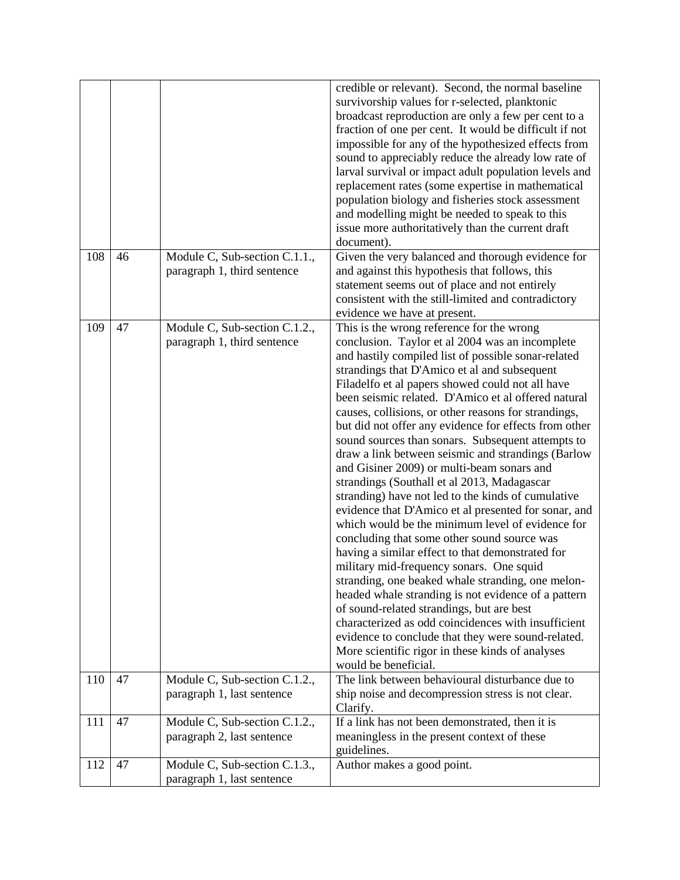|  |  |  |  |
|---|---|---|---|
|  |  |  | credible or relevant). Second, the normal baseline survivorship values for r-selected, planktonic broadcast reproduction are only a few per cent to a fraction of one per cent. It would be difficult if not impossible for any of the hypothesized effects from sound to appreciably reduce the already low rate of larval survival or impact adult population levels and replacement rates (some expertise in mathematical population biology and fisheries stock assessment and modelling might be needed to speak to this issue more authoritatively than the current draft document). |
| 108 | 46 | Module C, Sub-section C.1.1., paragraph 1, third sentence | Given the very balanced and thorough evidence for and against this hypothesis that follows, this statement seems out of place and not entirely consistent with the still-limited and contradictory evidence we have at present. |
| 109 | 47 | Module C, Sub-section C.1.2., paragraph 1, third sentence | This is the wrong reference for the wrong conclusion. Taylor et al 2004 was an incomplete and hastily compiled list of possible sonar-related strandings that D'Amico et al and subsequent Filadelfo et al papers showed could not all have been seismic related. D'Amico et al offered natural causes, collisions, or other reasons for strandings, but did not offer any evidence for effects from other sound sources than sonars. Subsequent attempts to draw a link between seismic and strandings (Barlow and Gisiner 2009) or multi-beam sonars and strandings (Southall et al 2013, Madagascar stranding) have not led to the kinds of cumulative evidence that D'Amico et al presented for sonar, and which would be the minimum level of evidence for concluding that some other sound source was having a similar effect to that demonstrated for military mid-frequency sonars. One squid stranding, one beaked whale stranding, one melon-headed whale stranding is not evidence of a pattern of sound-related strandings, but are best characterized as odd coincidences with insufficient evidence to conclude that they were sound-related. More scientific rigor in these kinds of analyses would be beneficial. |
| 110 | 47 | Module C, Sub-section C.1.2., paragraph 1, last sentence | The link between behavioural disturbance due to ship noise and decompression stress is not clear. Clarify. |
| 111 | 47 | Module C, Sub-section C.1.2., paragraph 2, last sentence | If a link has not been demonstrated, then it is meaningless in the present context of these guidelines. |
| 112 | 47 | Module C, Sub-section C.1.3., paragraph 1, last sentence | Author makes a good point. |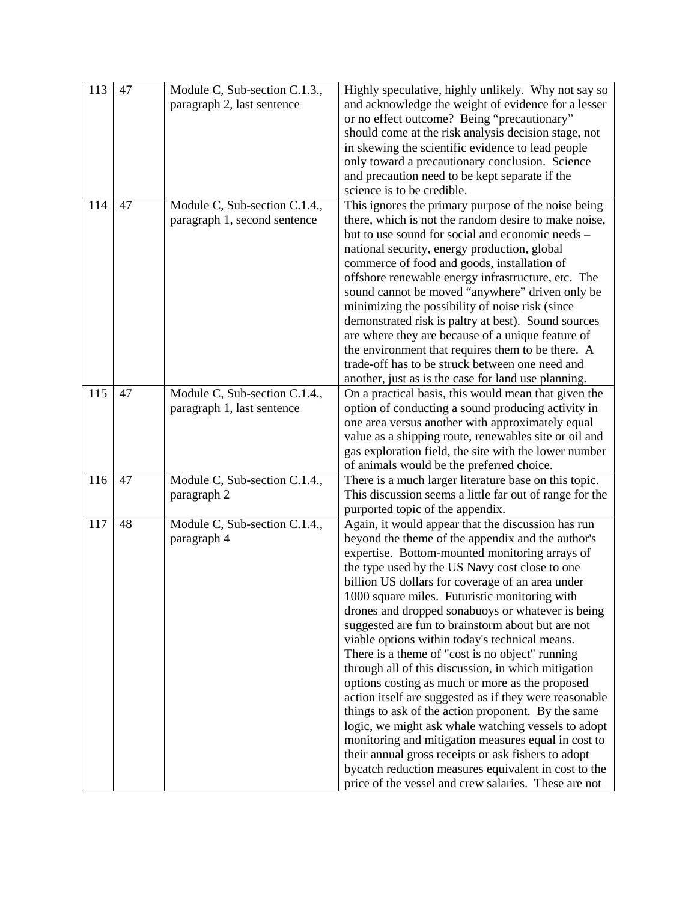| | | | |
|---|---|---|---|
| 113 | 47 | Module C, Sub-section C.1.3., paragraph 2, last sentence | Highly speculative, highly unlikely. Why not say so and acknowledge the weight of evidence for a lesser or no effect outcome? Being "precautionary" should come at the risk analysis decision stage, not in skewing the scientific evidence to lead people only toward a precautionary conclusion. Science and precaution need to be kept separate if the science is to be credible. |
| 114 | 47 | Module C, Sub-section C.1.4., paragraph 1, second sentence | This ignores the primary purpose of the noise being there, which is not the random desire to make noise, but to use sound for social and economic needs – national security, energy production, global commerce of food and goods, installation of offshore renewable energy infrastructure, etc. The sound cannot be moved "anywhere" driven only be minimizing the possibility of noise risk (since demonstrated risk is paltry at best). Sound sources are where they are because of a unique feature of the environment that requires them to be there. A trade-off has to be struck between one need and another, just as is the case for land use planning. |
| 115 | 47 | Module C, Sub-section C.1.4., paragraph 1, last sentence | On a practical basis, this would mean that given the option of conducting a sound producing activity in one area versus another with approximately equal value as a shipping route, renewables site or oil and gas exploration field, the site with the lower number of animals would be the preferred choice. |
| 116 | 47 | Module C, Sub-section C.1.4., paragraph 2 | There is a much larger literature base on this topic. This discussion seems a little far out of range for the purported topic of the appendix. |
| 117 | 48 | Module C, Sub-section C.1.4., paragraph 4 | Again, it would appear that the discussion has run beyond the theme of the appendix and the author's expertise. Bottom-mounted monitoring arrays of the type used by the US Navy cost close to one billion US dollars for coverage of an area under 1000 square miles. Futuristic monitoring with drones and dropped sonabuoys or whatever is being suggested are fun to brainstorm about but are not viable options within today's technical means. There is a theme of "cost is no object" running through all of this discussion, in which mitigation options costing as much or more as the proposed action itself are suggested as if they were reasonable things to ask of the action proponent. By the same logic, we might ask whale watching vessels to adopt monitoring and mitigation measures equal in cost to their annual gross receipts or ask fishers to adopt bycatch reduction measures equivalent in cost to the price of the vessel and crew salaries. These are not |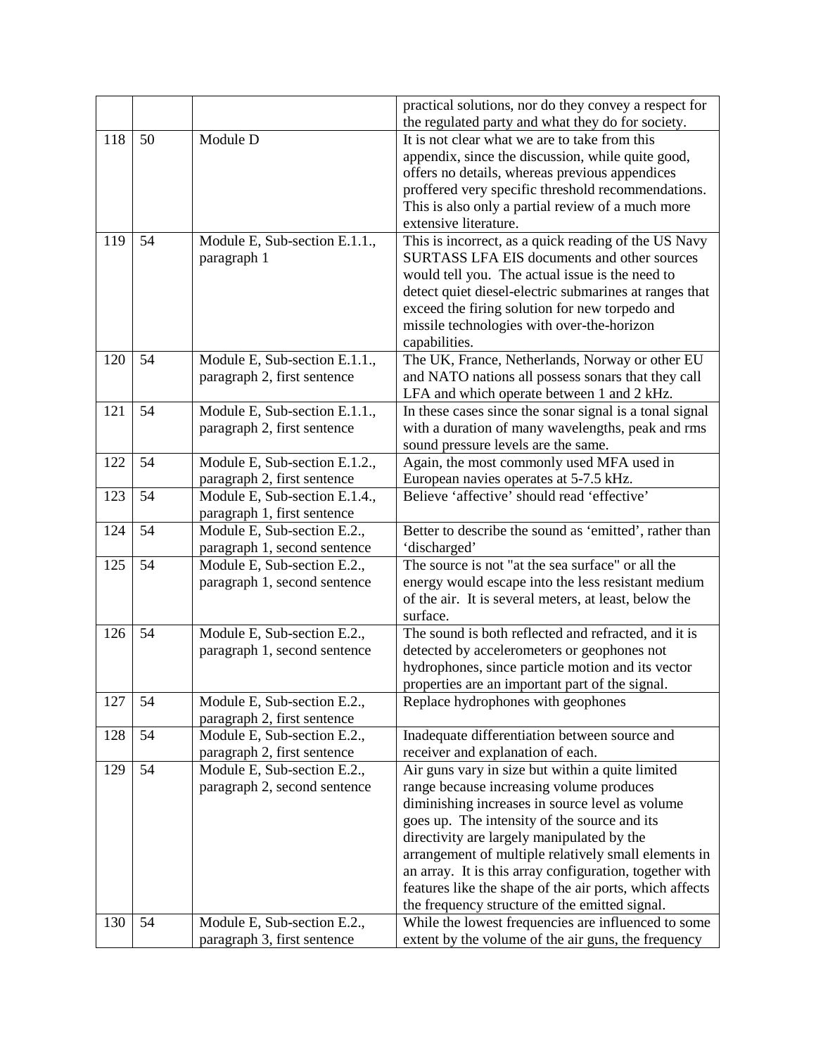| | | | |
|---|---|---|---|
| | | | practical solutions, nor do they convey a respect for the regulated party and what they do for society. |
| 118 | 50 | Module D | It is not clear what we are to take from this appendix, since the discussion, while quite good, offers no details, whereas previous appendices proffered very specific threshold recommendations. This is also only a partial review of a much more extensive literature. |
| 119 | 54 | Module E, Sub-section E.1.1., paragraph 1 | This is incorrect, as a quick reading of the US Navy SURTASS LFA EIS documents and other sources would tell you. The actual issue is the need to detect quiet diesel-electric submarines at ranges that exceed the firing solution for new torpedo and missile technologies with over-the-horizon capabilities. |
| 120 | 54 | Module E, Sub-section E.1.1., paragraph 2, first sentence | The UK, France, Netherlands, Norway or other EU and NATO nations all possess sonars that they call LFA and which operate between 1 and 2 kHz. |
| 121 | 54 | Module E, Sub-section E.1.1., paragraph 2, first sentence | In these cases since the sonar signal is a tonal signal with a duration of many wavelengths, peak and rms sound pressure levels are the same. |
| 122 | 54 | Module E, Sub-section E.1.2., paragraph 2, first sentence | Again, the most commonly used MFA used in European navies operates at 5-7.5 kHz. |
| 123 | 54 | Module E, Sub-section E.1.4., paragraph 1, first sentence | Believe 'affective' should read 'effective' |
| 124 | 54 | Module E, Sub-section E.2., paragraph 1, second sentence | Better to describe the sound as 'emitted', rather than 'discharged' |
| 125 | 54 | Module E, Sub-section E.2., paragraph 1, second sentence | The source is not "at the sea surface" or all the energy would escape into the less resistant medium of the air. It is several meters, at least, below the surface. |
| 126 | 54 | Module E, Sub-section E.2., paragraph 1, second sentence | The sound is both reflected and refracted, and it is detected by accelerometers or geophones not hydrophones, since particle motion and its vector properties are an important part of the signal. |
| 127 | 54 | Module E, Sub-section E.2., paragraph 2, first sentence | Replace hydrophones with geophones |
| 128 | 54 | Module E, Sub-section E.2., paragraph 2, first sentence | Inadequate differentiation between source and receiver and explanation of each. |
| 129 | 54 | Module E, Sub-section E.2., paragraph 2, second sentence | Air guns vary in size but within a quite limited range because increasing volume produces diminishing increases in source level as volume goes up. The intensity of the source and its directivity are largely manipulated by the arrangement of multiple relatively small elements in an array. It is this array configuration, together with features like the shape of the air ports, which affects the frequency structure of the emitted signal. |
| 130 | 54 | Module E, Sub-section E.2., paragraph 3, first sentence | While the lowest frequencies are influenced to some extent by the volume of the air guns, the frequency |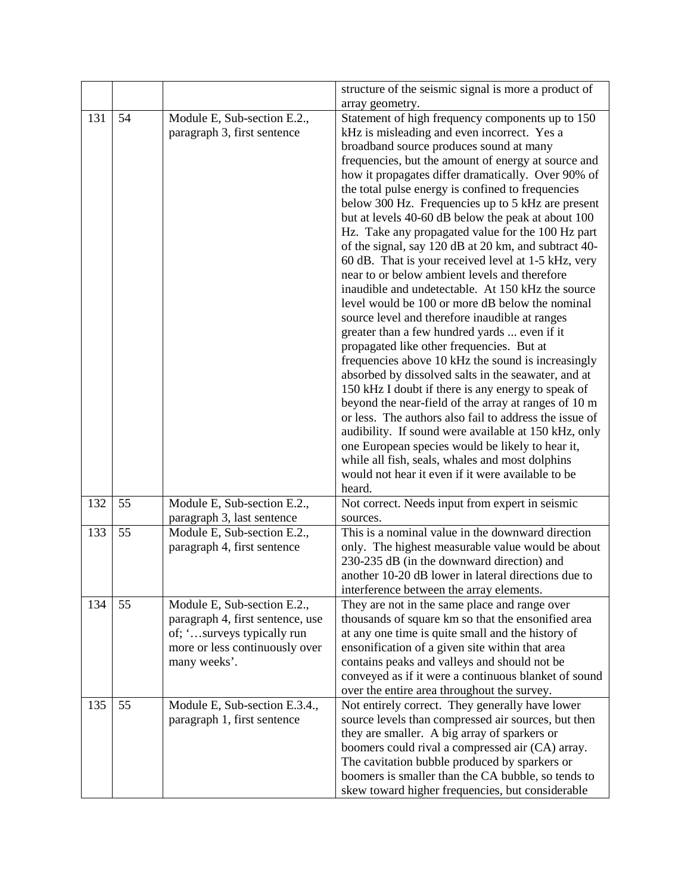| | | | |
|---|---|---|---|
| | | | structure of the seismic signal is more a product of array geometry. |
| 131 | 54 | Module E, Sub-section E.2., paragraph 3, first sentence | Statement of high frequency components up to 150 kHz is misleading and even incorrect. Yes a broadband source produces sound at many frequencies, but the amount of energy at source and how it propagates differ dramatically. Over 90% of the total pulse energy is confined to frequencies below 300 Hz. Frequencies up to 5 kHz are present but at levels 40-60 dB below the peak at about 100 Hz. Take any propagated value for the 100 Hz part of the signal, say 120 dB at 20 km, and subtract 40-60 dB. That is your received level at 1-5 kHz, very near to or below ambient levels and therefore inaudible and undetectable. At 150 kHz the source level would be 100 or more dB below the nominal source level and therefore inaudible at ranges greater than a few hundred yards ... even if it propagated like other frequencies. But at frequencies above 10 kHz the sound is increasingly absorbed by dissolved salts in the seawater, and at 150 kHz I doubt if there is any energy to speak of beyond the near-field of the array at ranges of 10 m or less. The authors also fail to address the issue of audibility. If sound were available at 150 kHz, only one European species would be likely to hear it, while all fish, seals, whales and most dolphins would not hear it even if it were available to be heard. |
| 132 | 55 | Module E, Sub-section E.2., paragraph 3, last sentence | Not correct. Needs input from expert in seismic sources. |
| 133 | 55 | Module E, Sub-section E.2., paragraph 4, first sentence | This is a nominal value in the downward direction only. The highest measurable value would be about 230-235 dB (in the downward direction) and another 10-20 dB lower in lateral directions due to interference between the array elements. |
| 134 | 55 | Module E, Sub-section E.2., paragraph 4, first sentence, use of; '…surveys typically run more or less continuously over many weeks'. | They are not in the same place and range over thousands of square km so that the ensonified area at any one time is quite small and the history of ensonification of a given site within that area contains peaks and valleys and should not be conveyed as if it were a continuous blanket of sound over the entire area throughout the survey. |
| 135 | 55 | Module E, Sub-section E.3.4., paragraph 1, first sentence | Not entirely correct. They generally have lower source levels than compressed air sources, but then they are smaller. A big array of sparkers or boomers could rival a compressed air (CA) array. The cavitation bubble produced by sparkers or boomers is smaller than the CA bubble, so tends to skew toward higher frequencies, but considerable |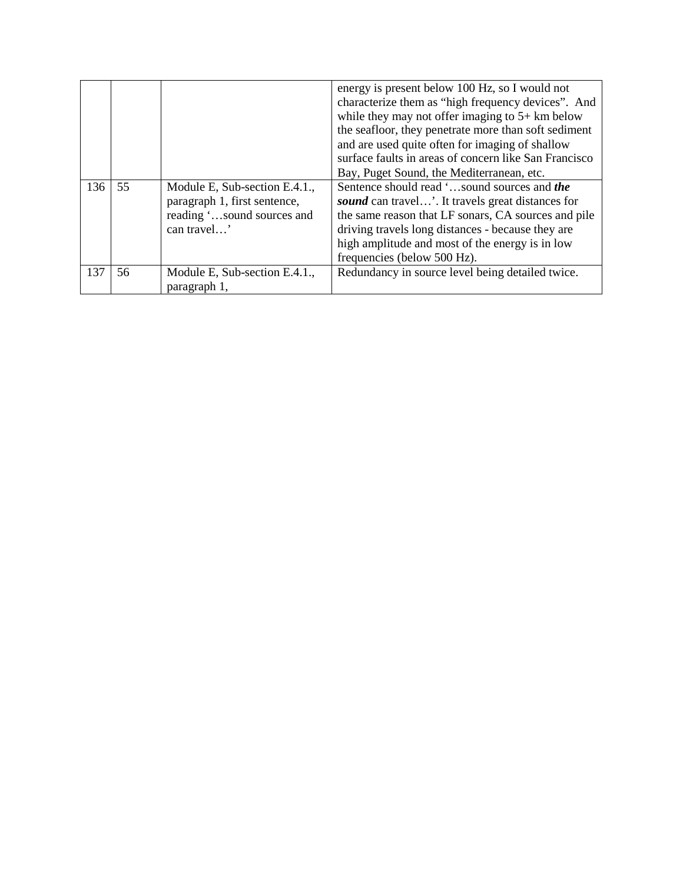| | | | |
|---|---|---|---|
| | | | energy is present below 100 Hz, so I would not characterize them as "high frequency devices". And while they may not offer imaging to 5+ km below the seafloor, they penetrate more than soft sediment and are used quite often for imaging of shallow surface faults in areas of concern like San Francisco Bay, Puget Sound, the Mediterranean, etc. |
| 136 | 55 | Module E, Sub-section E.4.1., paragraph 1, first sentence, reading '…sound sources and can travel…' | Sentence should read '…sound sources and ***the sound*** can travel…'. It travels great distances for the same reason that LF sonars, CA sources and pile driving travels long distances - because they are high amplitude and most of the energy is in low frequencies (below 500 Hz). |
| 137 | 56 | Module E, Sub-section E.4.1., paragraph 1, | Redundancy in source level being detailed twice. |